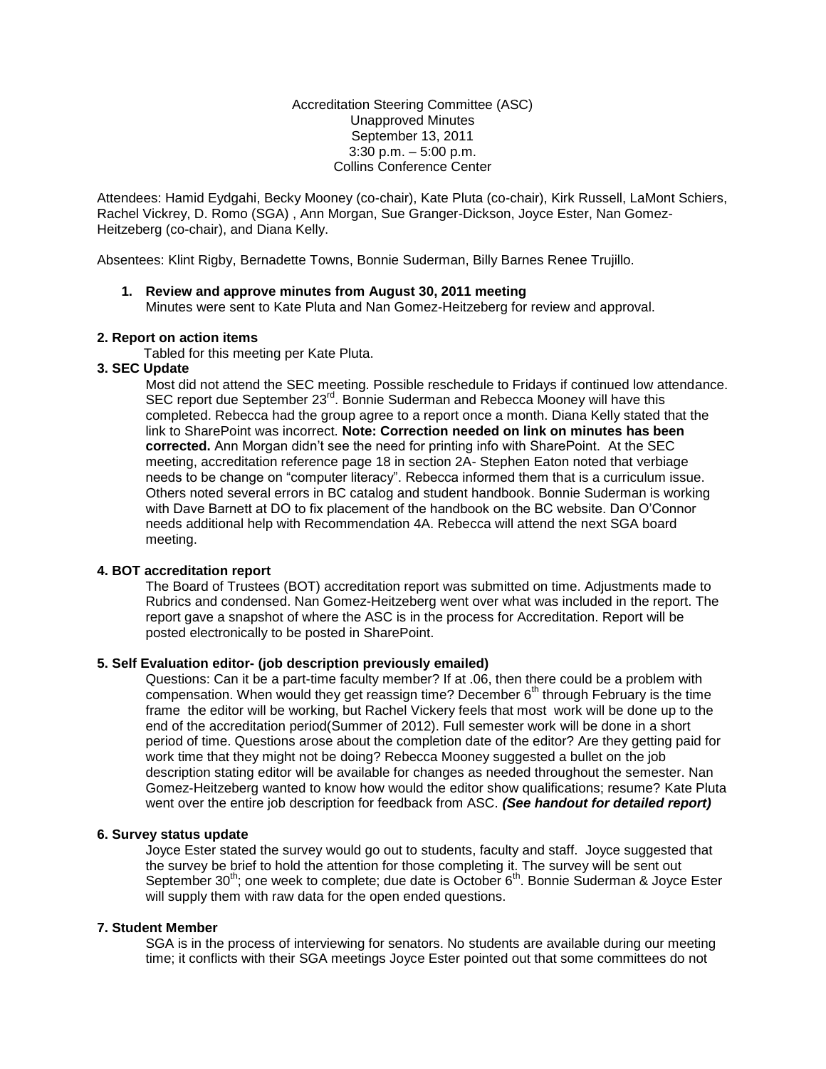Accreditation Steering Committee (ASC)
Unapproved Minutes
September 13, 2011
3:30 p.m. – 5:00 p.m.
Collins Conference Center

Attendees: Hamid Eydgahi, Becky Mooney (co-chair), Kate Pluta (co-chair), Kirk Russell, LaMont Schiers, Rachel Vickrey, D. Romo (SGA) , Ann Morgan, Sue Granger-Dickson, Joyce Ester, Nan Gomez-Heitzeberg (co-chair), and Diana Kelly.

Absentees: Klint Rigby, Bernadette Towns, Bonnie Suderman, Billy Barnes Renee Trujillo.

**1. Review and approve minutes from August 30, 2011 meeting**

Minutes were sent to Kate Pluta and Nan Gomez-Heitzeberg for review and approval.

**2. Report on action items**

Tabled for this meeting per Kate Pluta.

**3. SEC Update**

Most did not attend the SEC meeting. Possible reschedule to Fridays if continued low attendance. SEC report due September 23rd. Bonnie Suderman and Rebecca Mooney will have this completed. Rebecca had the group agree to a report once a month. Diana Kelly stated that the link to SharePoint was incorrect. **Note: Correction needed on link on minutes has been corrected.** Ann Morgan didn't see the need for printing info with SharePoint. At the SEC meeting, accreditation reference page 18 in section 2A- Stephen Eaton noted that verbiage needs to be change on "computer literacy". Rebecca informed them that is a curriculum issue. Others noted several errors in BC catalog and student handbook. Bonnie Suderman is working with Dave Barnett at DO to fix placement of the handbook on the BC website. Dan O'Connor needs additional help with Recommendation 4A. Rebecca will attend the next SGA board meeting.

**4. BOT accreditation report**

The Board of Trustees (BOT) accreditation report was submitted on time. Adjustments made to Rubrics and condensed. Nan Gomez-Heitzeberg went over what was included in the report. The report gave a snapshot of where the ASC is in the process for Accreditation. Report will be posted electronically to be posted in SharePoint.

**5. Self Evaluation editor- (job description previously emailed)**

Questions: Can it be a part-time faculty member? If at .06, then there could be a problem with compensation. When would they get reassign time? December 6th through February is the time frame the editor will be working, but Rachel Vickery feels that most work will be done up to the end of the accreditation period(Summer of 2012). Full semester work will be done in a short period of time. Questions arose about the completion date of the editor? Are they getting paid for work time that they might not be doing? Rebecca Mooney suggested a bullet on the job description stating editor will be available for changes as needed throughout the semester. Nan Gomez-Heitzeberg wanted to know how would the editor show qualifications; resume? Kate Pluta went over the entire job description for feedback from ASC. ***(See handout for detailed report)***

**6. Survey status update**

Joyce Ester stated the survey would go out to students, faculty and staff. Joyce suggested that the survey be brief to hold the attention for those completing it. The survey will be sent out September 30th; one week to complete; due date is October 6th. Bonnie Suderman & Joyce Ester will supply them with raw data for the open ended questions.

**7. Student Member**

SGA is in the process of interviewing for senators. No students are available during our meeting time; it conflicts with their SGA meetings Joyce Ester pointed out that some committees do not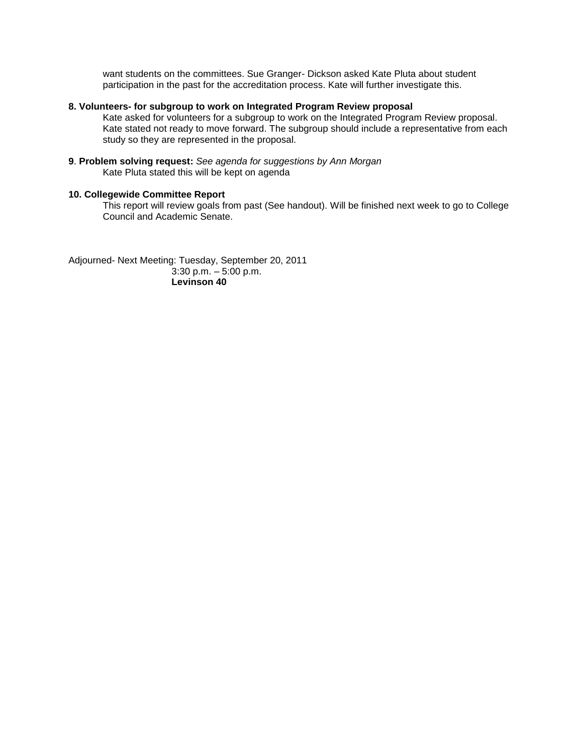want students on the committees. Sue Granger- Dickson asked Kate Pluta about student participation in the past for the accreditation process. Kate will further investigate this.

**8. Volunteers- for subgroup to work on Integrated Program Review proposal**

Kate asked for volunteers for a subgroup to work on the Integrated Program Review proposal. Kate stated not ready to move forward. The subgroup should include a representative from each study so they are represented in the proposal.

**9**. **Problem solving request:** *See agenda for suggestions by Ann Morgan*

Kate Pluta stated this will be kept on agenda

**10. Collegewide Committee Report**

This report will review goals from past (See handout). Will be finished next week to go to College Council and Academic Senate.

Adjourned- Next Meeting: Tuesday, September 20, 2011
3:30 p.m. – 5:00 p.m.
**Levinson 40**